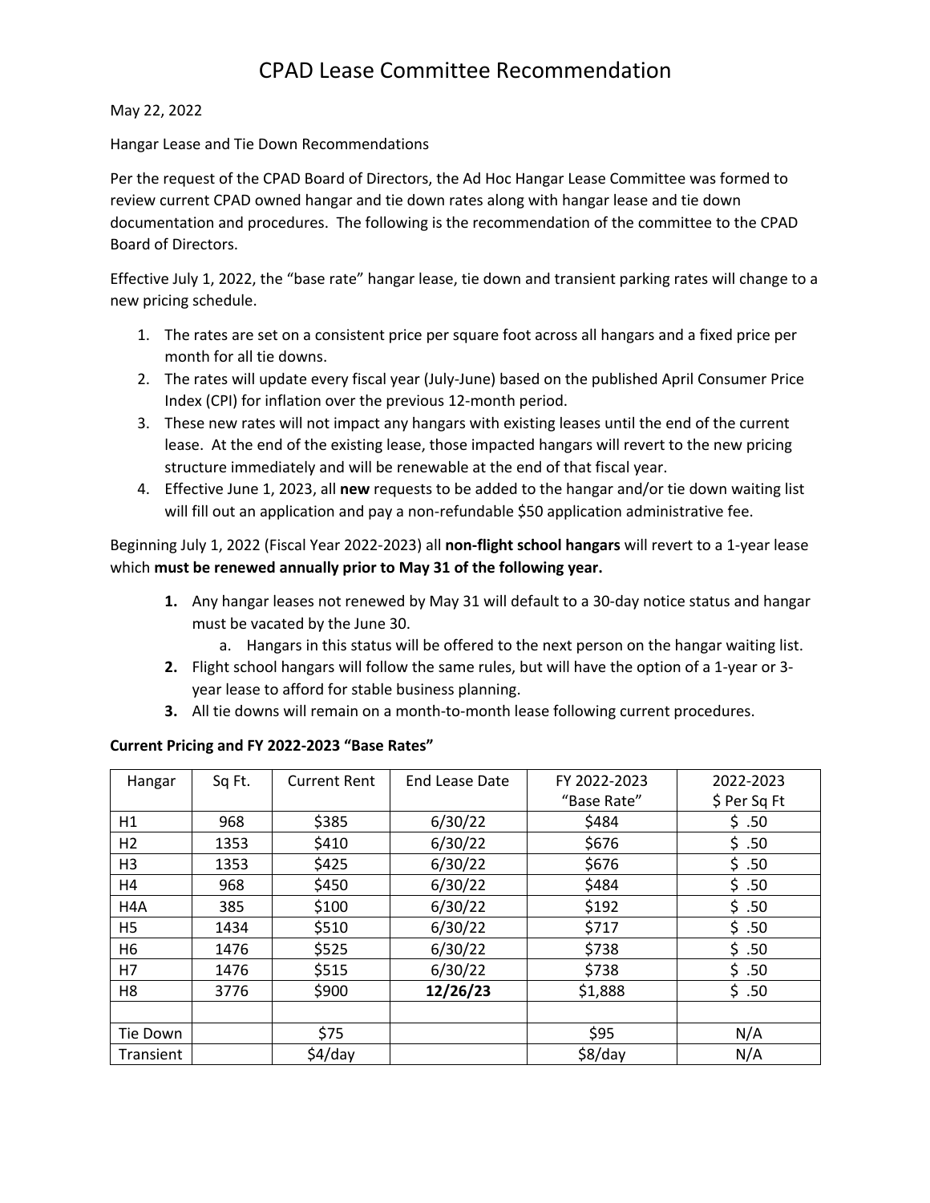# CPAD Lease Committee Recommendation

May 22, 2022

Hangar Lease and Tie Down Recommendations

Per the request of the CPAD Board of Directors, the Ad Hoc Hangar Lease Committee was formed to review current CPAD owned hangar and tie down rates along with hangar lease and tie down documentation and procedures. The following is the recommendation of the committee to the CPAD Board of Directors.

Effective July 1, 2022, the "base rate" hangar lease, tie down and transient parking rates will change to a new pricing schedule.

1. The rates are set on a consistent price per square foot across all hangars and a fixed price per month for all tie downs.
2. The rates will update every fiscal year (July-June) based on the published April Consumer Price Index (CPI) for inflation over the previous 12-month period.
3. These new rates will not impact any hangars with existing leases until the end of the current lease. At the end of the existing lease, those impacted hangars will revert to the new pricing structure immediately and will be renewable at the end of that fiscal year.
4. Effective June 1, 2023, all **new** requests to be added to the hangar and/or tie down waiting list will fill out an application and pay a non-refundable $50 application administrative fee.

Beginning July 1, 2022 (Fiscal Year 2022-2023) all **non-flight school hangars** will revert to a 1-year lease which **must be renewed annually prior to May 31 of the following year.**

1. Any hangar leases not renewed by May 31 will default to a 30-day notice status and hangar must be vacated by the June 30.
   a. Hangars in this status will be offered to the next person on the hangar waiting list.
2. Flight school hangars will follow the same rules, but will have the option of a 1-year or 3-year lease to afford for stable business planning.
3. All tie downs will remain on a month-to-month lease following current procedures.

**Current Pricing and FY 2022-2023 "Base Rates"**

| Hangar | Sq Ft. | Current Rent | End Lease Date | FY 2022-2023 "Base Rate" | 2022-2023 $ Per Sq Ft |
|---|---|---|---|---|---|
| H1 | 968 | $385 | 6/30/22 | $484 | $ .50 |
| H2 | 1353 | $410 | 6/30/22 | $676 | $ .50 |
| H3 | 1353 | $425 | 6/30/22 | $676 | $ .50 |
| H4 | 968 | $450 | 6/30/22 | $484 | $ .50 |
| H4A | 385 | $100 | 6/30/22 | $192 | $ .50 |
| H5 | 1434 | $510 | 6/30/22 | $717 | $ .50 |
| H6 | 1476 | $525 | 6/30/22 | $738 | $ .50 |
| H7 | 1476 | $515 | 6/30/22 | $738 | $ .50 |
| H8 | 3776 | $900 | **12/26/23** | $1,888 | $ .50 |
| | | | | | |
| Tie Down | | $75 | | $95 | N/A |
| Transient | | $4/day | | $8/day | N/A |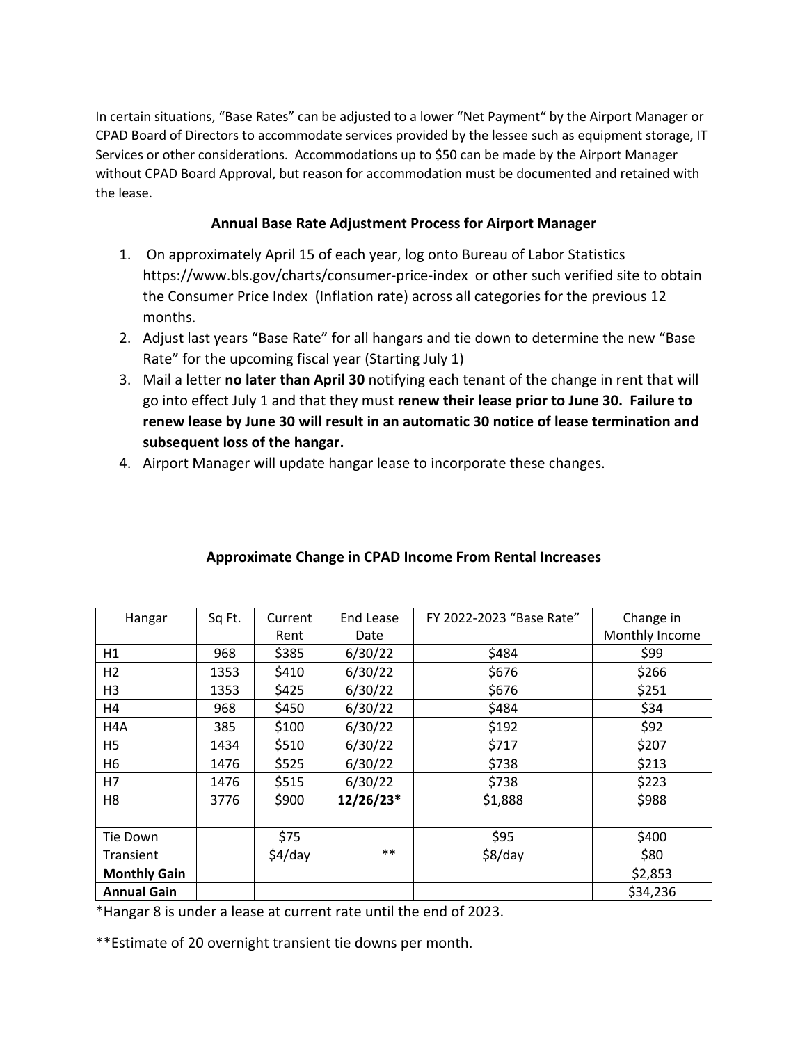In certain situations, "Base Rates" can be adjusted to a lower "Net Payment" by the Airport Manager or CPAD Board of Directors to accommodate services provided by the lessee such as equipment storage, IT Services or other considerations. Accommodations up to $50 can be made by the Airport Manager without CPAD Board Approval, but reason for accommodation must be documented and retained with the lease.

### Annual Base Rate Adjustment Process for Airport Manager

1. On approximately April 15 of each year, log onto Bureau of Labor Statistics https://www.bls.gov/charts/consumer-price-index or other such verified site to obtain the Consumer Price Index (Inflation rate) across all categories for the previous 12 months.
2. Adjust last years "Base Rate" for all hangars and tie down to determine the new "Base Rate" for the upcoming fiscal year (Starting July 1)
3. Mail a letter **no later than April 30** notifying each tenant of the change in rent that will go into effect July 1 and that they must **renew their lease prior to June 30. Failure to renew lease by June 30 will result in an automatic 30 notice of lease termination and subsequent loss of the hangar.**
4. Airport Manager will update hangar lease to incorporate these changes.

### Approximate Change in CPAD Income From Rental Increases

| Hangar | Sq Ft. | Current Rent | End Lease Date | FY 2022-2023 "Base Rate" | Change in Monthly Income |
|---|---|---|---|---|---|
| H1 | 968 | $385 | 6/30/22 | $484 | $99 |
| H2 | 1353 | $410 | 6/30/22 | $676 | $266 |
| H3 | 1353 | $425 | 6/30/22 | $676 | $251 |
| H4 | 968 | $450 | 6/30/22 | $484 | $34 |
| H4A | 385 | $100 | 6/30/22 | $192 | $92 |
| H5 | 1434 | $510 | 6/30/22 | $717 | $207 |
| H6 | 1476 | $525 | 6/30/22 | $738 | $213 |
| H7 | 1476 | $515 | 6/30/22 | $738 | $223 |
| H8 | 3776 | $900 | **12/26/23*** | $1,888 | $988 |
| | | | | | |
| Tie Down | | $75 | | $95 | $400 |
| Transient | | $4/day | ** | $8/day | $80 |
| **Monthly Gain** | | | | | $2,853 |
| **Annual Gain** | | | | | $34,236 |

*Hangar 8 is under a lease at current rate until the end of 2023.

**Estimate of 20 overnight transient tie downs per month.